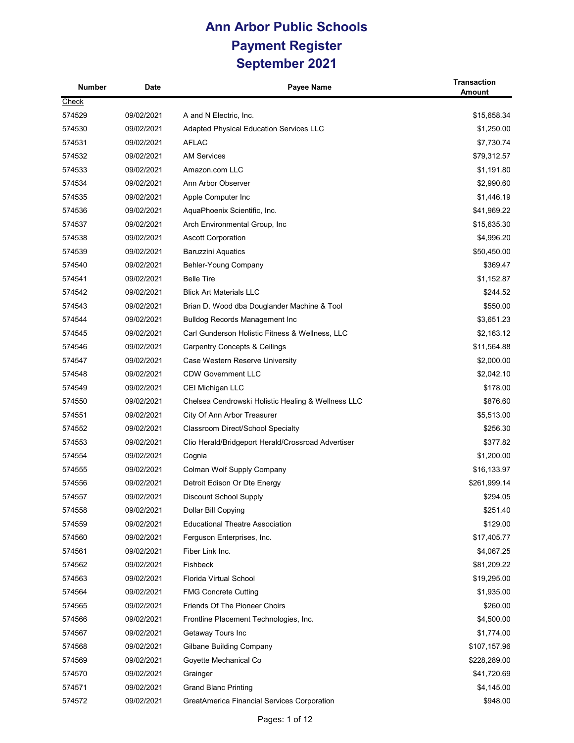# Ann Arbor Public Schools
# Payment Register
# September 2021

| Number | Date | Payee Name | Transaction Amount |
|---|---|---|---|
| Check | | | |
| 574529 | 09/02/2021 | A and N Electric, Inc. | $15,658.34 |
| 574530 | 09/02/2021 | Adapted Physical Education Services LLC | $1,250.00 |
| 574531 | 09/02/2021 | AFLAC | $7,730.74 |
| 574532 | 09/02/2021 | AM Services | $79,312.57 |
| 574533 | 09/02/2021 | Amazon.com LLC | $1,191.80 |
| 574534 | 09/02/2021 | Ann Arbor Observer | $2,990.60 |
| 574535 | 09/02/2021 | Apple Computer Inc | $1,446.19 |
| 574536 | 09/02/2021 | AquaPhoenix Scientific, Inc. | $41,969.22 |
| 574537 | 09/02/2021 | Arch Environmental Group, Inc | $15,635.30 |
| 574538 | 09/02/2021 | Ascott Corporation | $4,996.20 |
| 574539 | 09/02/2021 | Baruzzini Aquatics | $50,450.00 |
| 574540 | 09/02/2021 | Behler-Young Company | $369.47 |
| 574541 | 09/02/2021 | Belle Tire | $1,152.87 |
| 574542 | 09/02/2021 | Blick Art Materials LLC | $244.52 |
| 574543 | 09/02/2021 | Brian D. Wood dba Douglander Machine & Tool | $550.00 |
| 574544 | 09/02/2021 | Bulldog Records Management Inc | $3,651.23 |
| 574545 | 09/02/2021 | Carl Gunderson Holistic Fitness & Wellness, LLC | $2,163.12 |
| 574546 | 09/02/2021 | Carpentry Concepts & Ceilings | $11,564.88 |
| 574547 | 09/02/2021 | Case Western Reserve University | $2,000.00 |
| 574548 | 09/02/2021 | CDW Government LLC | $2,042.10 |
| 574549 | 09/02/2021 | CEI Michigan LLC | $178.00 |
| 574550 | 09/02/2021 | Chelsea Cendrowski Holistic Healing & Wellness LLC | $876.60 |
| 574551 | 09/02/2021 | City Of Ann Arbor Treasurer | $5,513.00 |
| 574552 | 09/02/2021 | Classroom Direct/School Specialty | $256.30 |
| 574553 | 09/02/2021 | Clio Herald/Bridgeport Herald/Crossroad Advertiser | $377.82 |
| 574554 | 09/02/2021 | Cognia | $1,200.00 |
| 574555 | 09/02/2021 | Colman Wolf Supply Company | $16,133.97 |
| 574556 | 09/02/2021 | Detroit Edison Or Dte Energy | $261,999.14 |
| 574557 | 09/02/2021 | Discount School Supply | $294.05 |
| 574558 | 09/02/2021 | Dollar Bill Copying | $251.40 |
| 574559 | 09/02/2021 | Educational Theatre Association | $129.00 |
| 574560 | 09/02/2021 | Ferguson Enterprises, Inc. | $17,405.77 |
| 574561 | 09/02/2021 | Fiber Link Inc. | $4,067.25 |
| 574562 | 09/02/2021 | Fishbeck | $81,209.22 |
| 574563 | 09/02/2021 | Florida Virtual School | $19,295.00 |
| 574564 | 09/02/2021 | FMG Concrete Cutting | $1,935.00 |
| 574565 | 09/02/2021 | Friends Of The Pioneer Choirs | $260.00 |
| 574566 | 09/02/2021 | Frontline Placement Technologies, Inc. | $4,500.00 |
| 574567 | 09/02/2021 | Getaway Tours Inc | $1,774.00 |
| 574568 | 09/02/2021 | Gilbane Building Company | $107,157.96 |
| 574569 | 09/02/2021 | Goyette Mechanical Co | $228,289.00 |
| 574570 | 09/02/2021 | Grainger | $41,720.69 |
| 574571 | 09/02/2021 | Grand Blanc Printing | $4,145.00 |
| 574572 | 09/02/2021 | GreatAmerica Financial Services Corporation | $948.00 |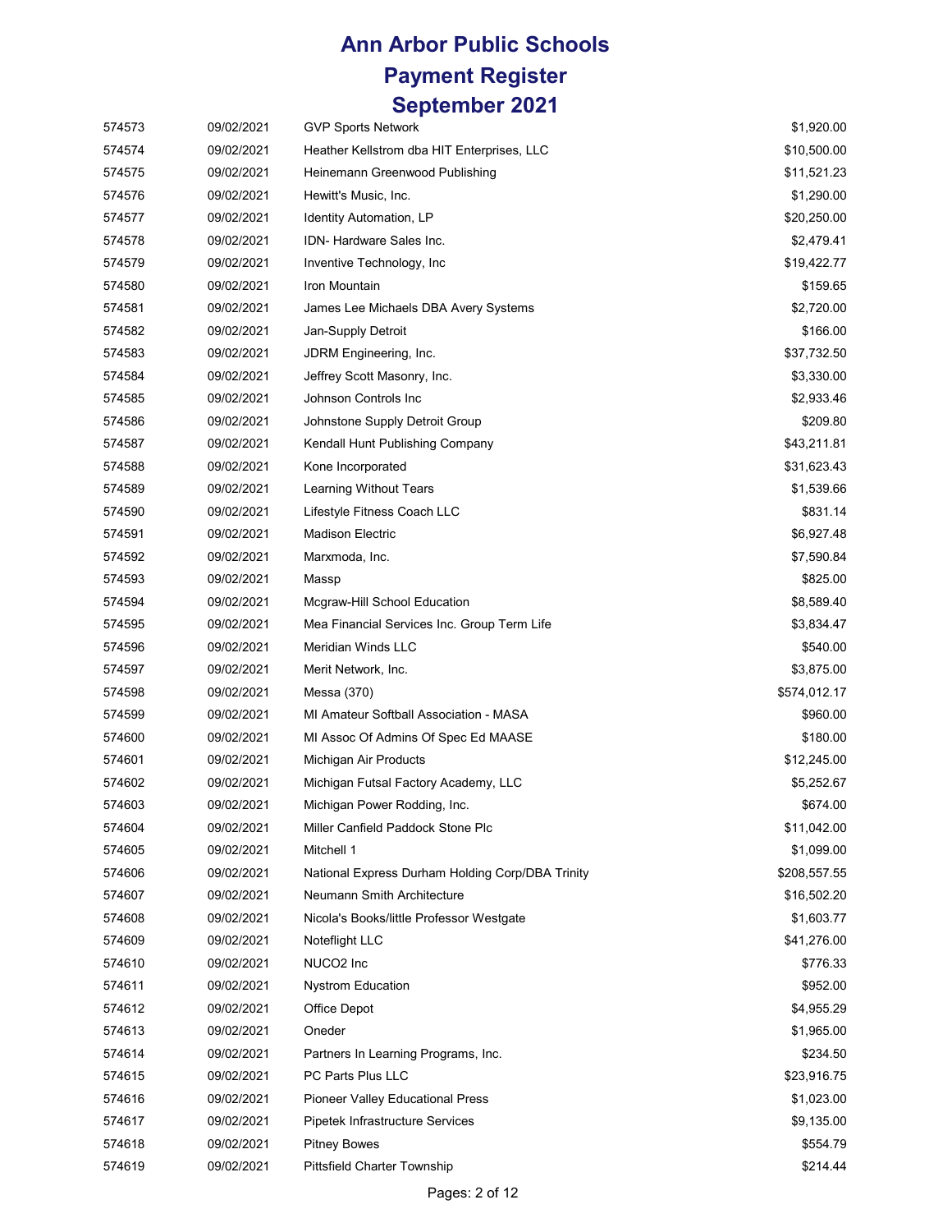# Ann Arbor Public Schools
## Payment Register
## September 2021

| | | | |
|---|---|---|---|
| 574573 | 09/02/2021 | GVP Sports Network | $1,920.00 |
| 574574 | 09/02/2021 | Heather Kellstrom dba HIT Enterprises, LLC | $10,500.00 |
| 574575 | 09/02/2021 | Heinemann Greenwood Publishing | $11,521.23 |
| 574576 | 09/02/2021 | Hewitt's Music, Inc. | $1,290.00 |
| 574577 | 09/02/2021 | Identity Automation, LP | $20,250.00 |
| 574578 | 09/02/2021 | IDN- Hardware Sales Inc. | $2,479.41 |
| 574579 | 09/02/2021 | Inventive Technology, Inc | $19,422.77 |
| 574580 | 09/02/2021 | Iron Mountain | $159.65 |
| 574581 | 09/02/2021 | James Lee Michaels DBA Avery Systems | $2,720.00 |
| 574582 | 09/02/2021 | Jan-Supply Detroit | $166.00 |
| 574583 | 09/02/2021 | JDRM Engineering, Inc. | $37,732.50 |
| 574584 | 09/02/2021 | Jeffrey Scott Masonry, Inc. | $3,330.00 |
| 574585 | 09/02/2021 | Johnson Controls Inc | $2,933.46 |
| 574586 | 09/02/2021 | Johnstone Supply Detroit Group | $209.80 |
| 574587 | 09/02/2021 | Kendall Hunt Publishing Company | $43,211.81 |
| 574588 | 09/02/2021 | Kone Incorporated | $31,623.43 |
| 574589 | 09/02/2021 | Learning Without Tears | $1,539.66 |
| 574590 | 09/02/2021 | Lifestyle Fitness Coach LLC | $831.14 |
| 574591 | 09/02/2021 | Madison Electric | $6,927.48 |
| 574592 | 09/02/2021 | Marxmoda, Inc. | $7,590.84 |
| 574593 | 09/02/2021 | Massp | $825.00 |
| 574594 | 09/02/2021 | Mcgraw-Hill School Education | $8,589.40 |
| 574595 | 09/02/2021 | Mea Financial Services Inc. Group Term Life | $3,834.47 |
| 574596 | 09/02/2021 | Meridian Winds LLC | $540.00 |
| 574597 | 09/02/2021 | Merit Network, Inc. | $3,875.00 |
| 574598 | 09/02/2021 | Messa (370) | $574,012.17 |
| 574599 | 09/02/2021 | MI Amateur Softball Association - MASA | $960.00 |
| 574600 | 09/02/2021 | MI Assoc Of Admins Of Spec Ed MAASE | $180.00 |
| 574601 | 09/02/2021 | Michigan Air Products | $12,245.00 |
| 574602 | 09/02/2021 | Michigan Futsal Factory Academy, LLC | $5,252.67 |
| 574603 | 09/02/2021 | Michigan Power Rodding, Inc. | $674.00 |
| 574604 | 09/02/2021 | Miller Canfield Paddock Stone Plc | $11,042.00 |
| 574605 | 09/02/2021 | Mitchell 1 | $1,099.00 |
| 574606 | 09/02/2021 | National Express Durham Holding Corp/DBA Trinity | $208,557.55 |
| 574607 | 09/02/2021 | Neumann Smith Architecture | $16,502.20 |
| 574608 | 09/02/2021 | Nicola's Books/little Professor Westgate | $1,603.77 |
| 574609 | 09/02/2021 | Noteflight LLC | $41,276.00 |
| 574610 | 09/02/2021 | NUCO2 Inc | $776.33 |
| 574611 | 09/02/2021 | Nystrom Education | $952.00 |
| 574612 | 09/02/2021 | Office Depot | $4,955.29 |
| 574613 | 09/02/2021 | Oneder | $1,965.00 |
| 574614 | 09/02/2021 | Partners In Learning Programs, Inc. | $234.50 |
| 574615 | 09/02/2021 | PC Parts Plus LLC | $23,916.75 |
| 574616 | 09/02/2021 | Pioneer Valley Educational Press | $1,023.00 |
| 574617 | 09/02/2021 | Pipetek Infrastructure Services | $9,135.00 |
| 574618 | 09/02/2021 | Pitney Bowes | $554.79 |
| 574619 | 09/02/2021 | Pittsfield Charter Township | $214.44 |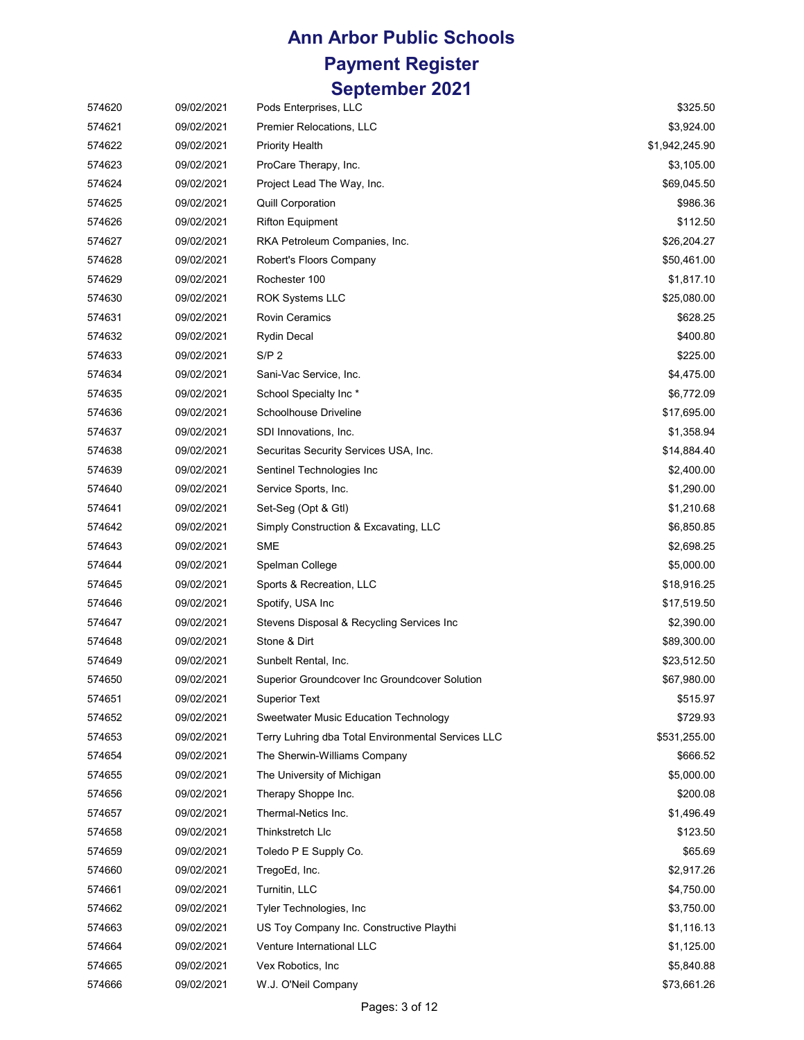# Ann Arbor Public Schools
# Payment Register
# September 2021

| | | | |
|---|---|---|---|
| 574620 | 09/02/2021 | Pods Enterprises, LLC | $325.50 |
| 574621 | 09/02/2021 | Premier Relocations, LLC | $3,924.00 |
| 574622 | 09/02/2021 | Priority Health | $1,942,245.90 |
| 574623 | 09/02/2021 | ProCare Therapy, Inc. | $3,105.00 |
| 574624 | 09/02/2021 | Project Lead The Way, Inc. | $69,045.50 |
| 574625 | 09/02/2021 | Quill Corporation | $986.36 |
| 574626 | 09/02/2021 | Rifton Equipment | $112.50 |
| 574627 | 09/02/2021 | RKA Petroleum Companies, Inc. | $26,204.27 |
| 574628 | 09/02/2021 | Robert's Floors Company | $50,461.00 |
| 574629 | 09/02/2021 | Rochester 100 | $1,817.10 |
| 574630 | 09/02/2021 | ROK Systems LLC | $25,080.00 |
| 574631 | 09/02/2021 | Rovin Ceramics | $628.25 |
| 574632 | 09/02/2021 | Rydin Decal | $400.80 |
| 574633 | 09/02/2021 | S/P 2 | $225.00 |
| 574634 | 09/02/2021 | Sani-Vac Service, Inc. | $4,475.00 |
| 574635 | 09/02/2021 | School Specialty Inc * | $6,772.09 |
| 574636 | 09/02/2021 | Schoolhouse Driveline | $17,695.00 |
| 574637 | 09/02/2021 | SDI Innovations, Inc. | $1,358.94 |
| 574638 | 09/02/2021 | Securitas Security Services USA, Inc. | $14,884.40 |
| 574639 | 09/02/2021 | Sentinel Technologies Inc | $2,400.00 |
| 574640 | 09/02/2021 | Service Sports, Inc. | $1,290.00 |
| 574641 | 09/02/2021 | Set-Seg (Opt & Gtl) | $1,210.68 |
| 574642 | 09/02/2021 | Simply Construction & Excavating, LLC | $6,850.85 |
| 574643 | 09/02/2021 | SME | $2,698.25 |
| 574644 | 09/02/2021 | Spelman College | $5,000.00 |
| 574645 | 09/02/2021 | Sports & Recreation, LLC | $18,916.25 |
| 574646 | 09/02/2021 | Spotify, USA Inc | $17,519.50 |
| 574647 | 09/02/2021 | Stevens Disposal & Recycling Services Inc | $2,390.00 |
| 574648 | 09/02/2021 | Stone & Dirt | $89,300.00 |
| 574649 | 09/02/2021 | Sunbelt Rental, Inc. | $23,512.50 |
| 574650 | 09/02/2021 | Superior Groundcover Inc Groundcover Solution | $67,980.00 |
| 574651 | 09/02/2021 | Superior Text | $515.97 |
| 574652 | 09/02/2021 | Sweetwater Music Education Technology | $729.93 |
| 574653 | 09/02/2021 | Terry Luhring dba Total Environmental Services LLC | $531,255.00 |
| 574654 | 09/02/2021 | The Sherwin-Williams Company | $666.52 |
| 574655 | 09/02/2021 | The University of Michigan | $5,000.00 |
| 574656 | 09/02/2021 | Therapy Shoppe Inc. | $200.08 |
| 574657 | 09/02/2021 | Thermal-Netics Inc. | $1,496.49 |
| 574658 | 09/02/2021 | Thinkstretch Llc | $123.50 |
| 574659 | 09/02/2021 | Toledo P E Supply Co. | $65.69 |
| 574660 | 09/02/2021 | TregoEd, Inc. | $2,917.26 |
| 574661 | 09/02/2021 | Turnitin, LLC | $4,750.00 |
| 574662 | 09/02/2021 | Tyler Technologies, Inc | $3,750.00 |
| 574663 | 09/02/2021 | US Toy Company Inc. Constructive Playthi | $1,116.13 |
| 574664 | 09/02/2021 | Venture International LLC | $1,125.00 |
| 574665 | 09/02/2021 | Vex Robotics, Inc | $5,840.88 |
| 574666 | 09/02/2021 | W.J. O'Neil Company | $73,661.26 |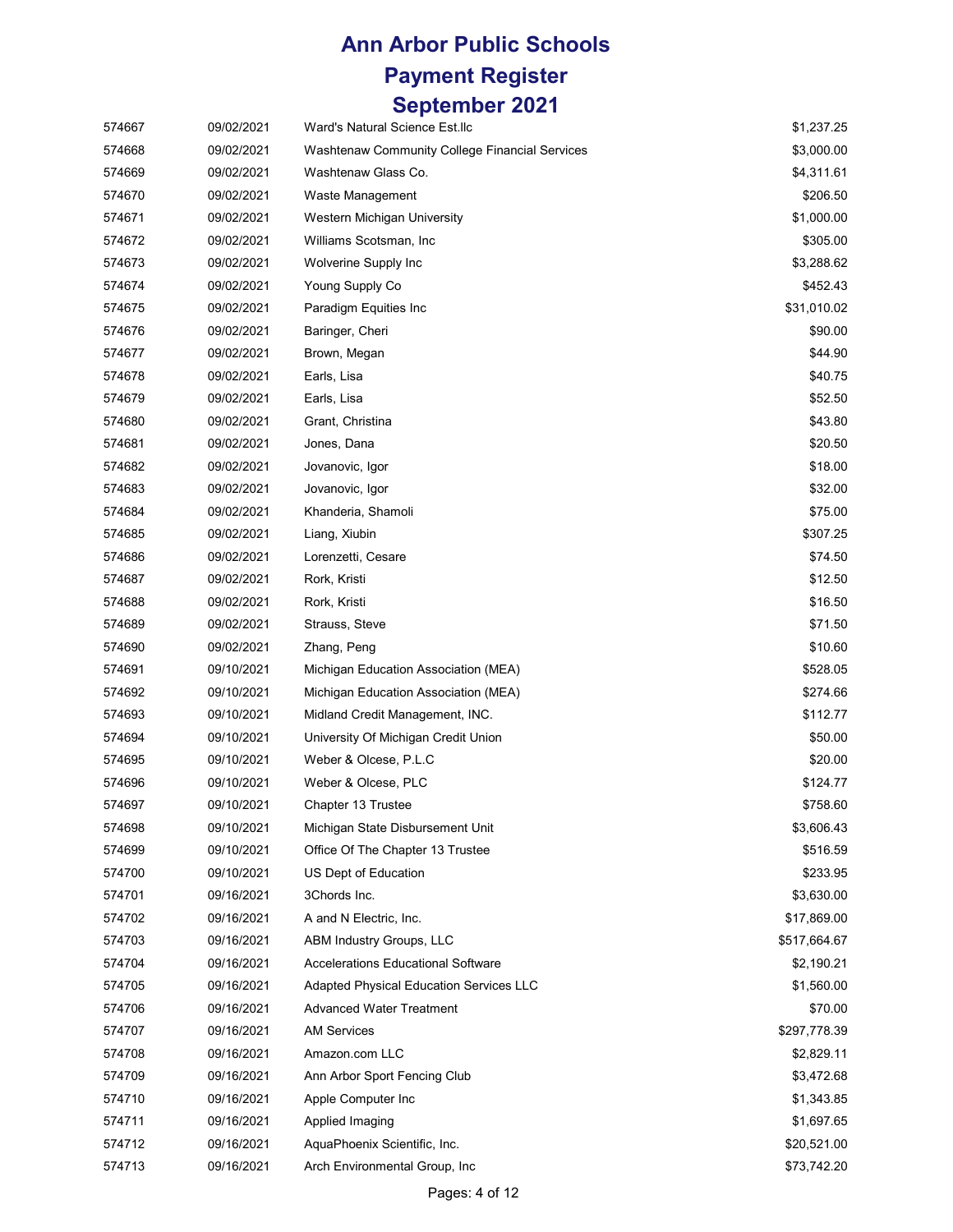# Ann Arbor Public Schools

## Payment Register

## September 2021

| | | | |
|---|---|---|---|
| 574667 | 09/02/2021 | Ward's Natural Science Est.llc | $1,237.25 |
| 574668 | 09/02/2021 | Washtenaw Community College Financial Services | $3,000.00 |
| 574669 | 09/02/2021 | Washtenaw Glass Co. | $4,311.61 |
| 574670 | 09/02/2021 | Waste Management | $206.50 |
| 574671 | 09/02/2021 | Western Michigan University | $1,000.00 |
| 574672 | 09/02/2021 | Williams Scotsman, Inc | $305.00 |
| 574673 | 09/02/2021 | Wolverine Supply Inc | $3,288.62 |
| 574674 | 09/02/2021 | Young Supply Co | $452.43 |
| 574675 | 09/02/2021 | Paradigm Equities Inc | $31,010.02 |
| 574676 | 09/02/2021 | Baringer, Cheri | $90.00 |
| 574677 | 09/02/2021 | Brown, Megan | $44.90 |
| 574678 | 09/02/2021 | Earls, Lisa | $40.75 |
| 574679 | 09/02/2021 | Earls, Lisa | $52.50 |
| 574680 | 09/02/2021 | Grant, Christina | $43.80 |
| 574681 | 09/02/2021 | Jones, Dana | $20.50 |
| 574682 | 09/02/2021 | Jovanovic, Igor | $18.00 |
| 574683 | 09/02/2021 | Jovanovic, Igor | $32.00 |
| 574684 | 09/02/2021 | Khanderia, Shamoli | $75.00 |
| 574685 | 09/02/2021 | Liang, Xiubin | $307.25 |
| 574686 | 09/02/2021 | Lorenzetti, Cesare | $74.50 |
| 574687 | 09/02/2021 | Rork, Kristi | $12.50 |
| 574688 | 09/02/2021 | Rork, Kristi | $16.50 |
| 574689 | 09/02/2021 | Strauss, Steve | $71.50 |
| 574690 | 09/02/2021 | Zhang, Peng | $10.60 |
| 574691 | 09/10/2021 | Michigan Education Association (MEA) | $528.05 |
| 574692 | 09/10/2021 | Michigan Education Association (MEA) | $274.66 |
| 574693 | 09/10/2021 | Midland Credit Management, INC. | $112.77 |
| 574694 | 09/10/2021 | University Of Michigan Credit Union | $50.00 |
| 574695 | 09/10/2021 | Weber & Olcese, P.L.C | $20.00 |
| 574696 | 09/10/2021 | Weber & Olcese, PLC | $124.77 |
| 574697 | 09/10/2021 | Chapter 13 Trustee | $758.60 |
| 574698 | 09/10/2021 | Michigan State Disbursement Unit | $3,606.43 |
| 574699 | 09/10/2021 | Office Of The Chapter 13 Trustee | $516.59 |
| 574700 | 09/10/2021 | US Dept of Education | $233.95 |
| 574701 | 09/16/2021 | 3Chords Inc. | $3,630.00 |
| 574702 | 09/16/2021 | A and N Electric, Inc. | $17,869.00 |
| 574703 | 09/16/2021 | ABM Industry Groups, LLC | $517,664.67 |
| 574704 | 09/16/2021 | Accelerations Educational Software | $2,190.21 |
| 574705 | 09/16/2021 | Adapted Physical Education Services LLC | $1,560.00 |
| 574706 | 09/16/2021 | Advanced Water Treatment | $70.00 |
| 574707 | 09/16/2021 | AM Services | $297,778.39 |
| 574708 | 09/16/2021 | Amazon.com LLC | $2,829.11 |
| 574709 | 09/16/2021 | Ann Arbor Sport Fencing Club | $3,472.68 |
| 574710 | 09/16/2021 | Apple Computer Inc | $1,343.85 |
| 574711 | 09/16/2021 | Applied Imaging | $1,697.65 |
| 574712 | 09/16/2021 | AquaPhoenix Scientific, Inc. | $20,521.00 |
| 574713 | 09/16/2021 | Arch Environmental Group, Inc | $73,742.20 |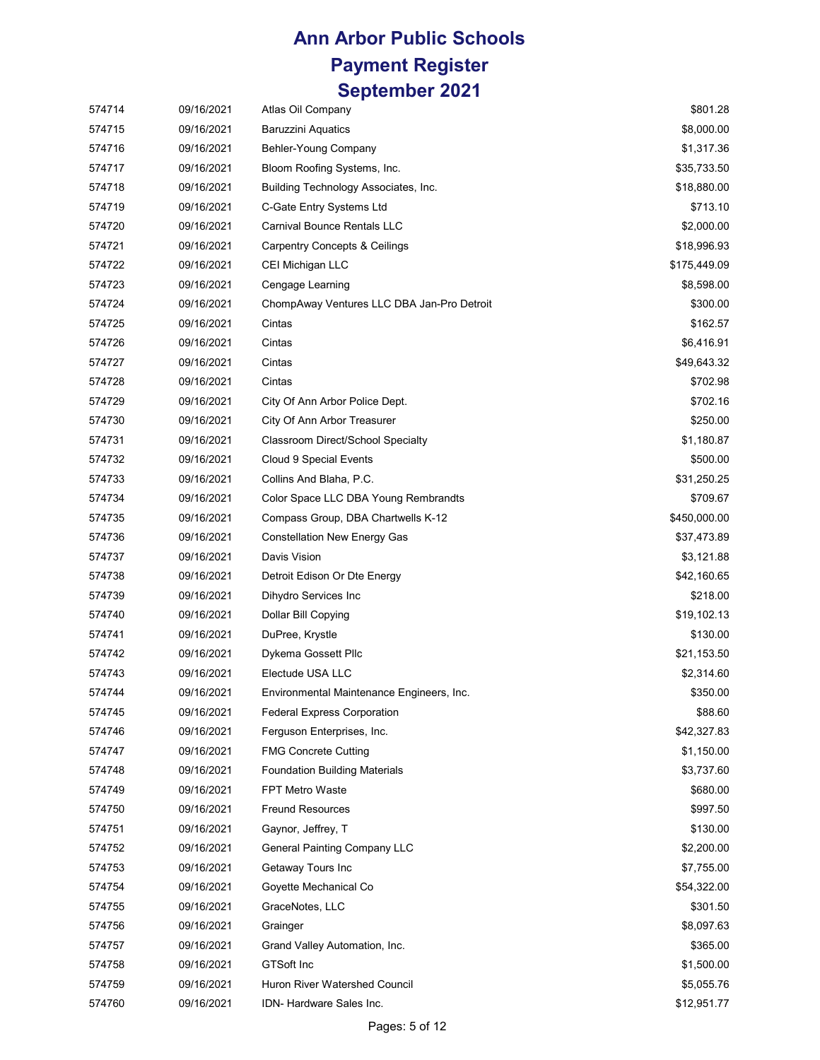# Ann Arbor Public Schools
# Payment Register
# September 2021

| | | | |
|---|---|---|---|
| 574714 | 09/16/2021 | Atlas Oil Company | $801.28 |
| 574715 | 09/16/2021 | Baruzzini Aquatics | $8,000.00 |
| 574716 | 09/16/2021 | Behler-Young Company | $1,317.36 |
| 574717 | 09/16/2021 | Bloom Roofing Systems, Inc. | $35,733.50 |
| 574718 | 09/16/2021 | Building Technology Associates, Inc. | $18,880.00 |
| 574719 | 09/16/2021 | C-Gate Entry Systems Ltd | $713.10 |
| 574720 | 09/16/2021 | Carnival Bounce Rentals LLC | $2,000.00 |
| 574721 | 09/16/2021 | Carpentry Concepts & Ceilings | $18,996.93 |
| 574722 | 09/16/2021 | CEI Michigan LLC | $175,449.09 |
| 574723 | 09/16/2021 | Cengage Learning | $8,598.00 |
| 574724 | 09/16/2021 | ChompAway Ventures LLC DBA Jan-Pro Detroit | $300.00 |
| 574725 | 09/16/2021 | Cintas | $162.57 |
| 574726 | 09/16/2021 | Cintas | $6,416.91 |
| 574727 | 09/16/2021 | Cintas | $49,643.32 |
| 574728 | 09/16/2021 | Cintas | $702.98 |
| 574729 | 09/16/2021 | City Of Ann Arbor Police Dept. | $702.16 |
| 574730 | 09/16/2021 | City Of Ann Arbor Treasurer | $250.00 |
| 574731 | 09/16/2021 | Classroom Direct/School Specialty | $1,180.87 |
| 574732 | 09/16/2021 | Cloud 9 Special Events | $500.00 |
| 574733 | 09/16/2021 | Collins And Blaha, P.C. | $31,250.25 |
| 574734 | 09/16/2021 | Color Space LLC DBA Young Rembrandts | $709.67 |
| 574735 | 09/16/2021 | Compass Group, DBA Chartwells K-12 | $450,000.00 |
| 574736 | 09/16/2021 | Constellation New Energy Gas | $37,473.89 |
| 574737 | 09/16/2021 | Davis Vision | $3,121.88 |
| 574738 | 09/16/2021 | Detroit Edison Or Dte Energy | $42,160.65 |
| 574739 | 09/16/2021 | Dihydro Services Inc | $218.00 |
| 574740 | 09/16/2021 | Dollar Bill Copying | $19,102.13 |
| 574741 | 09/16/2021 | DuPree, Krystle | $130.00 |
| 574742 | 09/16/2021 | Dykema Gossett Pllc | $21,153.50 |
| 574743 | 09/16/2021 | Electude USA LLC | $2,314.60 |
| 574744 | 09/16/2021 | Environmental Maintenance Engineers, Inc. | $350.00 |
| 574745 | 09/16/2021 | Federal Express Corporation | $88.60 |
| 574746 | 09/16/2021 | Ferguson Enterprises, Inc. | $42,327.83 |
| 574747 | 09/16/2021 | FMG Concrete Cutting | $1,150.00 |
| 574748 | 09/16/2021 | Foundation Building Materials | $3,737.60 |
| 574749 | 09/16/2021 | FPT Metro Waste | $680.00 |
| 574750 | 09/16/2021 | Freund Resources | $997.50 |
| 574751 | 09/16/2021 | Gaynor, Jeffrey, T | $130.00 |
| 574752 | 09/16/2021 | General Painting Company LLC | $2,200.00 |
| 574753 | 09/16/2021 | Getaway Tours Inc | $7,755.00 |
| 574754 | 09/16/2021 | Goyette Mechanical Co | $54,322.00 |
| 574755 | 09/16/2021 | GraceNotes, LLC | $301.50 |
| 574756 | 09/16/2021 | Grainger | $8,097.63 |
| 574757 | 09/16/2021 | Grand Valley Automation, Inc. | $365.00 |
| 574758 | 09/16/2021 | GTSoft Inc | $1,500.00 |
| 574759 | 09/16/2021 | Huron River Watershed Council | $5,055.76 |
| 574760 | 09/16/2021 | IDN- Hardware Sales Inc. | $12,951.77 |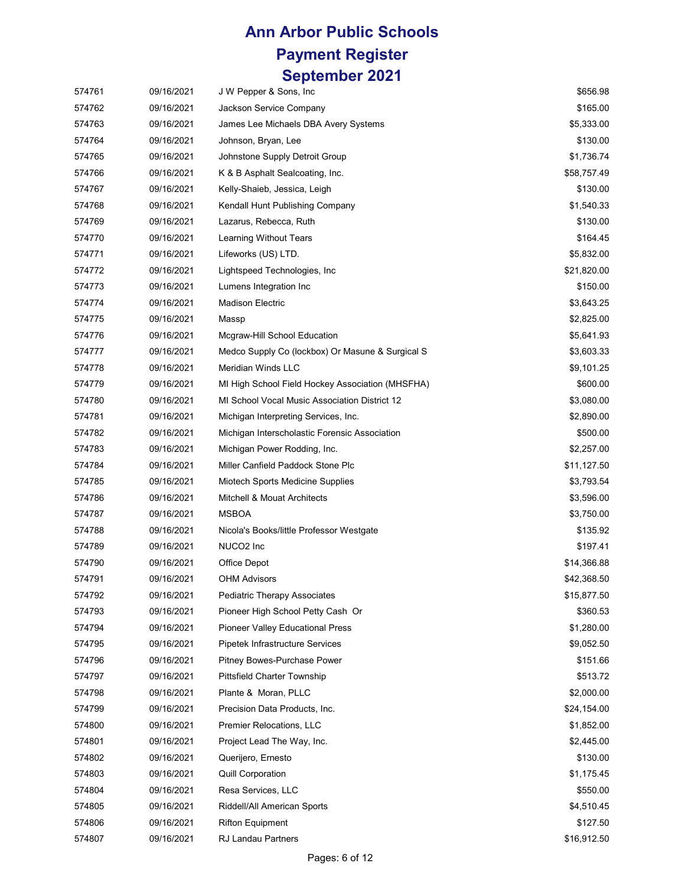# Ann Arbor Public Schools
## Payment Register
## September 2021

| | | | |
|---|---|---|---|
| 574761 | 09/16/2021 | J W Pepper & Sons, Inc | $656.98 |
| 574762 | 09/16/2021 | Jackson Service Company | $165.00 |
| 574763 | 09/16/2021 | James Lee Michaels DBA Avery Systems | $5,333.00 |
| 574764 | 09/16/2021 | Johnson, Bryan, Lee | $130.00 |
| 574765 | 09/16/2021 | Johnstone Supply Detroit Group | $1,736.74 |
| 574766 | 09/16/2021 | K & B Asphalt Sealcoating, Inc. | $58,757.49 |
| 574767 | 09/16/2021 | Kelly-Shaieb, Jessica, Leigh | $130.00 |
| 574768 | 09/16/2021 | Kendall Hunt Publishing Company | $1,540.33 |
| 574769 | 09/16/2021 | Lazarus, Rebecca, Ruth | $130.00 |
| 574770 | 09/16/2021 | Learning Without Tears | $164.45 |
| 574771 | 09/16/2021 | Lifeworks (US) LTD. | $5,832.00 |
| 574772 | 09/16/2021 | Lightspeed Technologies, Inc | $21,820.00 |
| 574773 | 09/16/2021 | Lumens Integration Inc | $150.00 |
| 574774 | 09/16/2021 | Madison Electric | $3,643.25 |
| 574775 | 09/16/2021 | Massp | $2,825.00 |
| 574776 | 09/16/2021 | Mcgraw-Hill School Education | $5,641.93 |
| 574777 | 09/16/2021 | Medco Supply Co (lockbox) Or Masune & Surgical S | $3,603.33 |
| 574778 | 09/16/2021 | Meridian Winds LLC | $9,101.25 |
| 574779 | 09/16/2021 | MI High School Field Hockey Association (MHSFHA) | $600.00 |
| 574780 | 09/16/2021 | MI School Vocal Music Association District 12 | $3,080.00 |
| 574781 | 09/16/2021 | Michigan Interpreting Services, Inc. | $2,890.00 |
| 574782 | 09/16/2021 | Michigan Interscholastic Forensic Association | $500.00 |
| 574783 | 09/16/2021 | Michigan Power Rodding, Inc. | $2,257.00 |
| 574784 | 09/16/2021 | Miller Canfield Paddock Stone Plc | $11,127.50 |
| 574785 | 09/16/2021 | Miotech Sports Medicine Supplies | $3,793.54 |
| 574786 | 09/16/2021 | Mitchell & Mouat Architects | $3,596.00 |
| 574787 | 09/16/2021 | MSBOA | $3,750.00 |
| 574788 | 09/16/2021 | Nicola's Books/little Professor Westgate | $135.92 |
| 574789 | 09/16/2021 | NUCO2 Inc | $197.41 |
| 574790 | 09/16/2021 | Office Depot | $14,366.88 |
| 574791 | 09/16/2021 | OHM Advisors | $42,368.50 |
| 574792 | 09/16/2021 | Pediatric Therapy Associates | $15,877.50 |
| 574793 | 09/16/2021 | Pioneer High School Petty Cash Or | $360.53 |
| 574794 | 09/16/2021 | Pioneer Valley Educational Press | $1,280.00 |
| 574795 | 09/16/2021 | Pipetek Infrastructure Services | $9,052.50 |
| 574796 | 09/16/2021 | Pitney Bowes-Purchase Power | $151.66 |
| 574797 | 09/16/2021 | Pittsfield Charter Township | $513.72 |
| 574798 | 09/16/2021 | Plante & Moran, PLLC | $2,000.00 |
| 574799 | 09/16/2021 | Precision Data Products, Inc. | $24,154.00 |
| 574800 | 09/16/2021 | Premier Relocations, LLC | $1,852.00 |
| 574801 | 09/16/2021 | Project Lead The Way, Inc. | $2,445.00 |
| 574802 | 09/16/2021 | Querijero, Ernesto | $130.00 |
| 574803 | 09/16/2021 | Quill Corporation | $1,175.45 |
| 574804 | 09/16/2021 | Resa Services, LLC | $550.00 |
| 574805 | 09/16/2021 | Riddell/All American Sports | $4,510.45 |
| 574806 | 09/16/2021 | Rifton Equipment | $127.50 |
| 574807 | 09/16/2021 | RJ Landau Partners | $16,912.50 |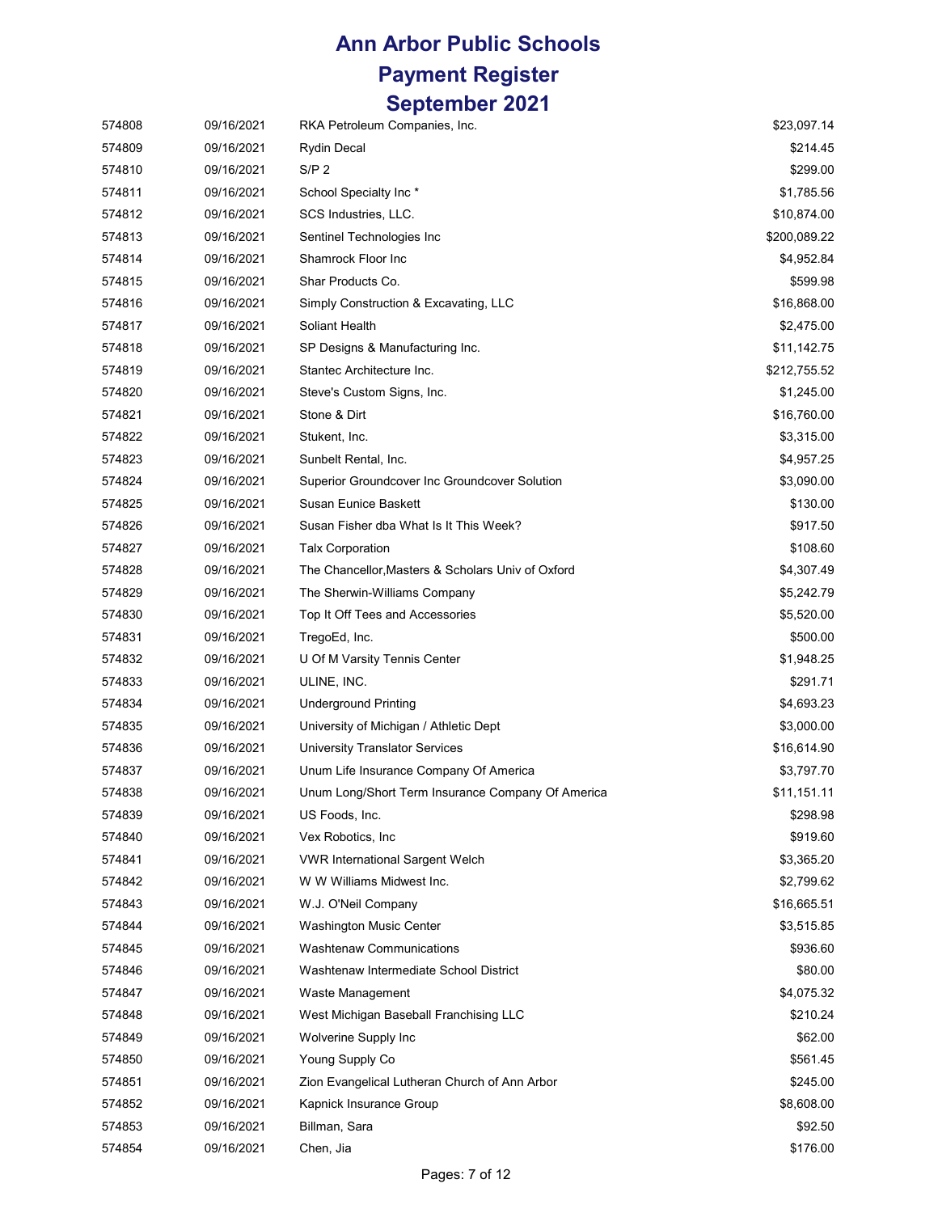# Ann Arbor Public Schools
## Payment Register
## September 2021

| | | | |
|---|---|---|---|
| 574808 | 09/16/2021 | RKA Petroleum Companies, Inc. | $23,097.14 |
| 574809 | 09/16/2021 | Rydin Decal | $214.45 |
| 574810 | 09/16/2021 | S/P 2 | $299.00 |
| 574811 | 09/16/2021 | School Specialty Inc * | $1,785.56 |
| 574812 | 09/16/2021 | SCS Industries, LLC. | $10,874.00 |
| 574813 | 09/16/2021 | Sentinel Technologies Inc | $200,089.22 |
| 574814 | 09/16/2021 | Shamrock Floor Inc | $4,952.84 |
| 574815 | 09/16/2021 | Shar Products Co. | $599.98 |
| 574816 | 09/16/2021 | Simply Construction & Excavating, LLC | $16,868.00 |
| 574817 | 09/16/2021 | Soliant Health | $2,475.00 |
| 574818 | 09/16/2021 | SP Designs & Manufacturing Inc. | $11,142.75 |
| 574819 | 09/16/2021 | Stantec Architecture Inc. | $212,755.52 |
| 574820 | 09/16/2021 | Steve's Custom Signs, Inc. | $1,245.00 |
| 574821 | 09/16/2021 | Stone & Dirt | $16,760.00 |
| 574822 | 09/16/2021 | Stukent, Inc. | $3,315.00 |
| 574823 | 09/16/2021 | Sunbelt Rental, Inc. | $4,957.25 |
| 574824 | 09/16/2021 | Superior Groundcover Inc Groundcover Solution | $3,090.00 |
| 574825 | 09/16/2021 | Susan Eunice Baskett | $130.00 |
| 574826 | 09/16/2021 | Susan Fisher dba What Is It This Week? | $917.50 |
| 574827 | 09/16/2021 | Talx Corporation | $108.60 |
| 574828 | 09/16/2021 | The Chancellor,Masters & Scholars Univ of Oxford | $4,307.49 |
| 574829 | 09/16/2021 | The Sherwin-Williams Company | $5,242.79 |
| 574830 | 09/16/2021 | Top It Off Tees and Accessories | $5,520.00 |
| 574831 | 09/16/2021 | TregoEd, Inc. | $500.00 |
| 574832 | 09/16/2021 | U Of M Varsity Tennis Center | $1,948.25 |
| 574833 | 09/16/2021 | ULINE, INC. | $291.71 |
| 574834 | 09/16/2021 | Underground Printing | $4,693.23 |
| 574835 | 09/16/2021 | University of Michigan / Athletic Dept | $3,000.00 |
| 574836 | 09/16/2021 | University Translator Services | $16,614.90 |
| 574837 | 09/16/2021 | Unum Life Insurance Company Of America | $3,797.70 |
| 574838 | 09/16/2021 | Unum Long/Short Term Insurance Company Of America | $11,151.11 |
| 574839 | 09/16/2021 | US Foods, Inc. | $298.98 |
| 574840 | 09/16/2021 | Vex Robotics, Inc | $919.60 |
| 574841 | 09/16/2021 | VWR International Sargent Welch | $3,365.20 |
| 574842 | 09/16/2021 | W W Williams Midwest Inc. | $2,799.62 |
| 574843 | 09/16/2021 | W.J. O'Neil Company | $16,665.51 |
| 574844 | 09/16/2021 | Washington Music Center | $3,515.85 |
| 574845 | 09/16/2021 | Washtenaw Communications | $936.60 |
| 574846 | 09/16/2021 | Washtenaw Intermediate School District | $80.00 |
| 574847 | 09/16/2021 | Waste Management | $4,075.32 |
| 574848 | 09/16/2021 | West Michigan Baseball Franchising LLC | $210.24 |
| 574849 | 09/16/2021 | Wolverine Supply Inc | $62.00 |
| 574850 | 09/16/2021 | Young Supply Co | $561.45 |
| 574851 | 09/16/2021 | Zion Evangelical Lutheran Church of Ann Arbor | $245.00 |
| 574852 | 09/16/2021 | Kapnick Insurance Group | $8,608.00 |
| 574853 | 09/16/2021 | Billman, Sara | $92.50 |
| 574854 | 09/16/2021 | Chen, Jia | $176.00 |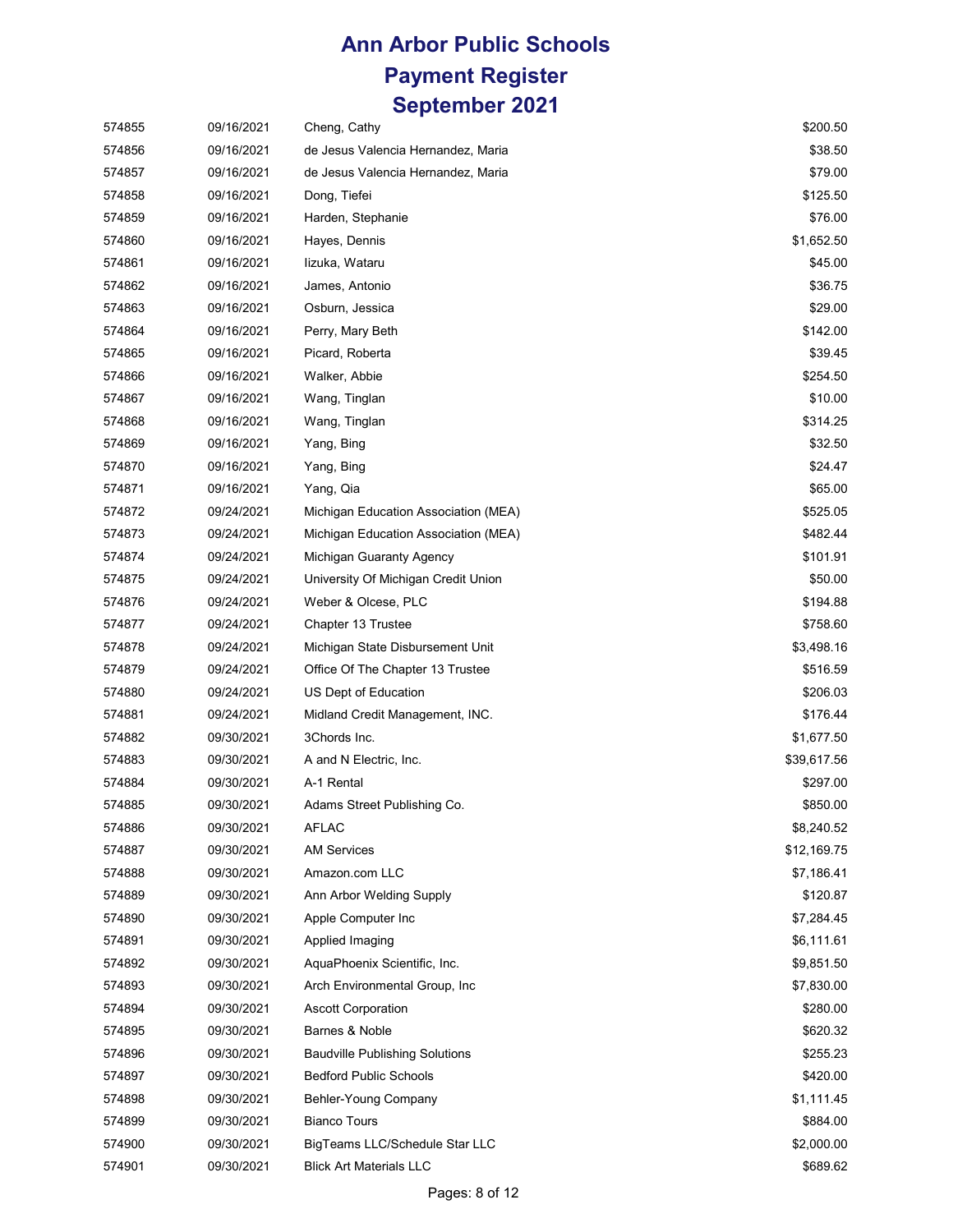# Ann Arbor Public Schools
# Payment Register
# September 2021

| | | | |
|---|---|---|---|
| 574855 | 09/16/2021 | Cheng, Cathy | $200.50 |
| 574856 | 09/16/2021 | de Jesus Valencia Hernandez, Maria | $38.50 |
| 574857 | 09/16/2021 | de Jesus Valencia Hernandez, Maria | $79.00 |
| 574858 | 09/16/2021 | Dong, Tiefei | $125.50 |
| 574859 | 09/16/2021 | Harden, Stephanie | $76.00 |
| 574860 | 09/16/2021 | Hayes, Dennis | $1,652.50 |
| 574861 | 09/16/2021 | Iizuka, Wataru | $45.00 |
| 574862 | 09/16/2021 | James, Antonio | $36.75 |
| 574863 | 09/16/2021 | Osburn, Jessica | $29.00 |
| 574864 | 09/16/2021 | Perry, Mary Beth | $142.00 |
| 574865 | 09/16/2021 | Picard, Roberta | $39.45 |
| 574866 | 09/16/2021 | Walker, Abbie | $254.50 |
| 574867 | 09/16/2021 | Wang, Tinglan | $10.00 |
| 574868 | 09/16/2021 | Wang, Tinglan | $314.25 |
| 574869 | 09/16/2021 | Yang, Bing | $32.50 |
| 574870 | 09/16/2021 | Yang, Bing | $24.47 |
| 574871 | 09/16/2021 | Yang, Qia | $65.00 |
| 574872 | 09/24/2021 | Michigan Education Association (MEA) | $525.05 |
| 574873 | 09/24/2021 | Michigan Education Association (MEA) | $482.44 |
| 574874 | 09/24/2021 | Michigan Guaranty Agency | $101.91 |
| 574875 | 09/24/2021 | University Of Michigan Credit Union | $50.00 |
| 574876 | 09/24/2021 | Weber & Olcese, PLC | $194.88 |
| 574877 | 09/24/2021 | Chapter 13 Trustee | $758.60 |
| 574878 | 09/24/2021 | Michigan State Disbursement Unit | $3,498.16 |
| 574879 | 09/24/2021 | Office Of The Chapter 13 Trustee | $516.59 |
| 574880 | 09/24/2021 | US Dept of Education | $206.03 |
| 574881 | 09/24/2021 | Midland Credit Management, INC. | $176.44 |
| 574882 | 09/30/2021 | 3Chords Inc. | $1,677.50 |
| 574883 | 09/30/2021 | A and N Electric, Inc. | $39,617.56 |
| 574884 | 09/30/2021 | A-1 Rental | $297.00 |
| 574885 | 09/30/2021 | Adams Street Publishing Co. | $850.00 |
| 574886 | 09/30/2021 | AFLAC | $8,240.52 |
| 574887 | 09/30/2021 | AM Services | $12,169.75 |
| 574888 | 09/30/2021 | Amazon.com LLC | $7,186.41 |
| 574889 | 09/30/2021 | Ann Arbor Welding Supply | $120.87 |
| 574890 | 09/30/2021 | Apple Computer Inc | $7,284.45 |
| 574891 | 09/30/2021 | Applied Imaging | $6,111.61 |
| 574892 | 09/30/2021 | AquaPhoenix Scientific, Inc. | $9,851.50 |
| 574893 | 09/30/2021 | Arch Environmental Group, Inc | $7,830.00 |
| 574894 | 09/30/2021 | Ascott Corporation | $280.00 |
| 574895 | 09/30/2021 | Barnes & Noble | $620.32 |
| 574896 | 09/30/2021 | Baudville Publishing Solutions | $255.23 |
| 574897 | 09/30/2021 | Bedford Public Schools | $420.00 |
| 574898 | 09/30/2021 | Behler-Young Company | $1,111.45 |
| 574899 | 09/30/2021 | Bianco Tours | $884.00 |
| 574900 | 09/30/2021 | BigTeams LLC/Schedule Star LLC | $2,000.00 |
| 574901 | 09/30/2021 | Blick Art Materials LLC | $689.62 |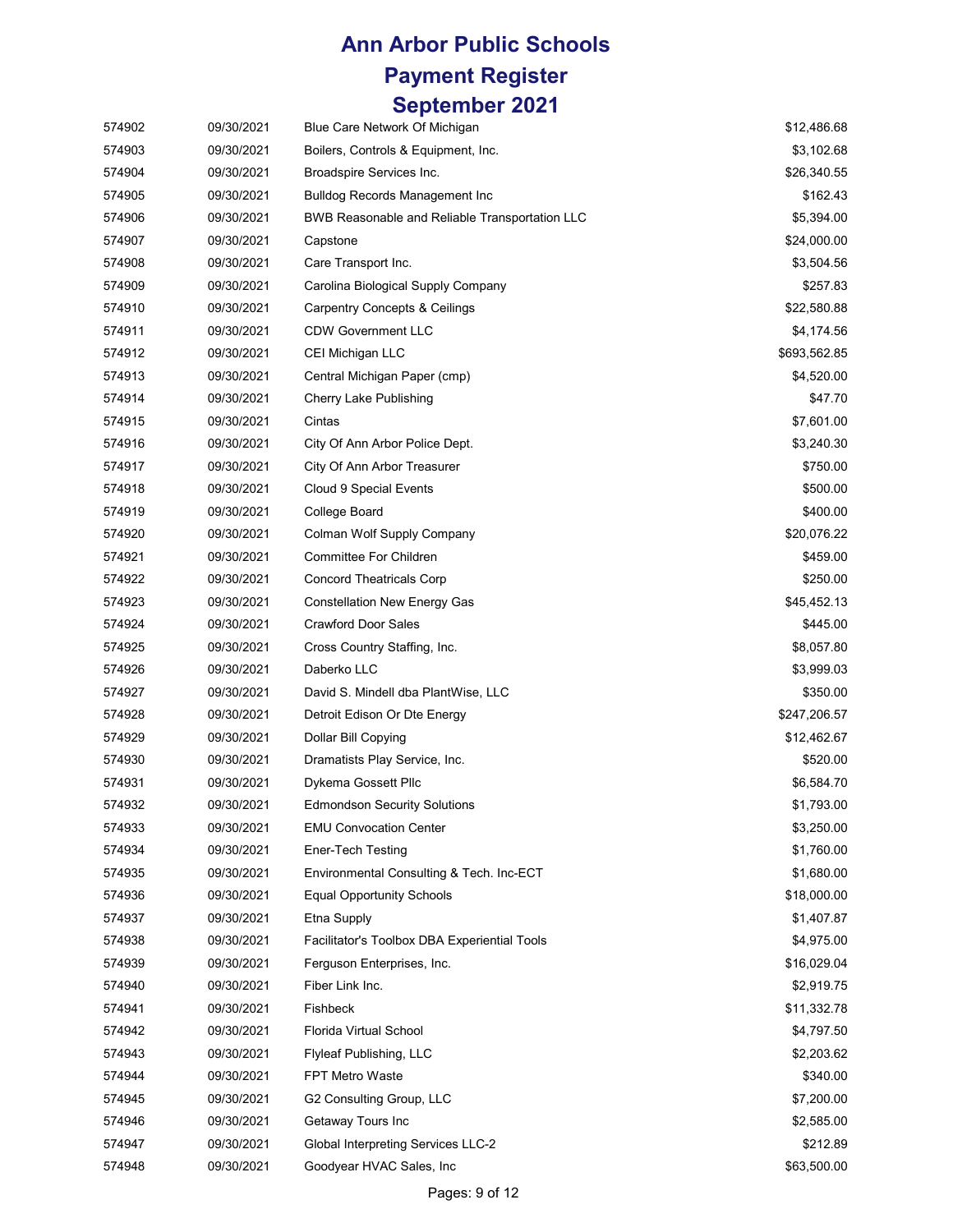# Ann Arbor Public Schools
## Payment Register
## September 2021

| | | | |
|---|---|---|---|
| 574902 | 09/30/2021 | Blue Care Network Of Michigan | $12,486.68 |
| 574903 | 09/30/2021 | Boilers, Controls & Equipment, Inc. | $3,102.68 |
| 574904 | 09/30/2021 | Broadspire Services Inc. | $26,340.55 |
| 574905 | 09/30/2021 | Bulldog Records Management Inc | $162.43 |
| 574906 | 09/30/2021 | BWB Reasonable and Reliable Transportation LLC | $5,394.00 |
| 574907 | 09/30/2021 | Capstone | $24,000.00 |
| 574908 | 09/30/2021 | Care Transport Inc. | $3,504.56 |
| 574909 | 09/30/2021 | Carolina Biological Supply Company | $257.83 |
| 574910 | 09/30/2021 | Carpentry Concepts & Ceilings | $22,580.88 |
| 574911 | 09/30/2021 | CDW Government LLC | $4,174.56 |
| 574912 | 09/30/2021 | CEI Michigan LLC | $693,562.85 |
| 574913 | 09/30/2021 | Central Michigan Paper (cmp) | $4,520.00 |
| 574914 | 09/30/2021 | Cherry Lake Publishing | $47.70 |
| 574915 | 09/30/2021 | Cintas | $7,601.00 |
| 574916 | 09/30/2021 | City Of Ann Arbor Police Dept. | $3,240.30 |
| 574917 | 09/30/2021 | City Of Ann Arbor Treasurer | $750.00 |
| 574918 | 09/30/2021 | Cloud 9 Special Events | $500.00 |
| 574919 | 09/30/2021 | College Board | $400.00 |
| 574920 | 09/30/2021 | Colman Wolf Supply Company | $20,076.22 |
| 574921 | 09/30/2021 | Committee For Children | $459.00 |
| 574922 | 09/30/2021 | Concord Theatricals Corp | $250.00 |
| 574923 | 09/30/2021 | Constellation New Energy Gas | $45,452.13 |
| 574924 | 09/30/2021 | Crawford Door Sales | $445.00 |
| 574925 | 09/30/2021 | Cross Country Staffing, Inc. | $8,057.80 |
| 574926 | 09/30/2021 | Daberko LLC | $3,999.03 |
| 574927 | 09/30/2021 | David S. Mindell dba PlantWise, LLC | $350.00 |
| 574928 | 09/30/2021 | Detroit Edison Or Dte Energy | $247,206.57 |
| 574929 | 09/30/2021 | Dollar Bill Copying | $12,462.67 |
| 574930 | 09/30/2021 | Dramatists Play Service, Inc. | $520.00 |
| 574931 | 09/30/2021 | Dykema Gossett Pllc | $6,584.70 |
| 574932 | 09/30/2021 | Edmondson Security Solutions | $1,793.00 |
| 574933 | 09/30/2021 | EMU Convocation Center | $3,250.00 |
| 574934 | 09/30/2021 | Ener-Tech Testing | $1,760.00 |
| 574935 | 09/30/2021 | Environmental Consulting & Tech. Inc-ECT | $1,680.00 |
| 574936 | 09/30/2021 | Equal Opportunity Schools | $18,000.00 |
| 574937 | 09/30/2021 | Etna Supply | $1,407.87 |
| 574938 | 09/30/2021 | Facilitator's Toolbox DBA Experiential Tools | $4,975.00 |
| 574939 | 09/30/2021 | Ferguson Enterprises, Inc. | $16,029.04 |
| 574940 | 09/30/2021 | Fiber Link Inc. | $2,919.75 |
| 574941 | 09/30/2021 | Fishbeck | $11,332.78 |
| 574942 | 09/30/2021 | Florida Virtual School | $4,797.50 |
| 574943 | 09/30/2021 | Flyleaf Publishing, LLC | $2,203.62 |
| 574944 | 09/30/2021 | FPT Metro Waste | $340.00 |
| 574945 | 09/30/2021 | G2 Consulting Group, LLC | $7,200.00 |
| 574946 | 09/30/2021 | Getaway Tours Inc | $2,585.00 |
| 574947 | 09/30/2021 | Global Interpreting Services LLC-2 | $212.89 |
| 574948 | 09/30/2021 | Goodyear HVAC Sales, Inc | $63,500.00 |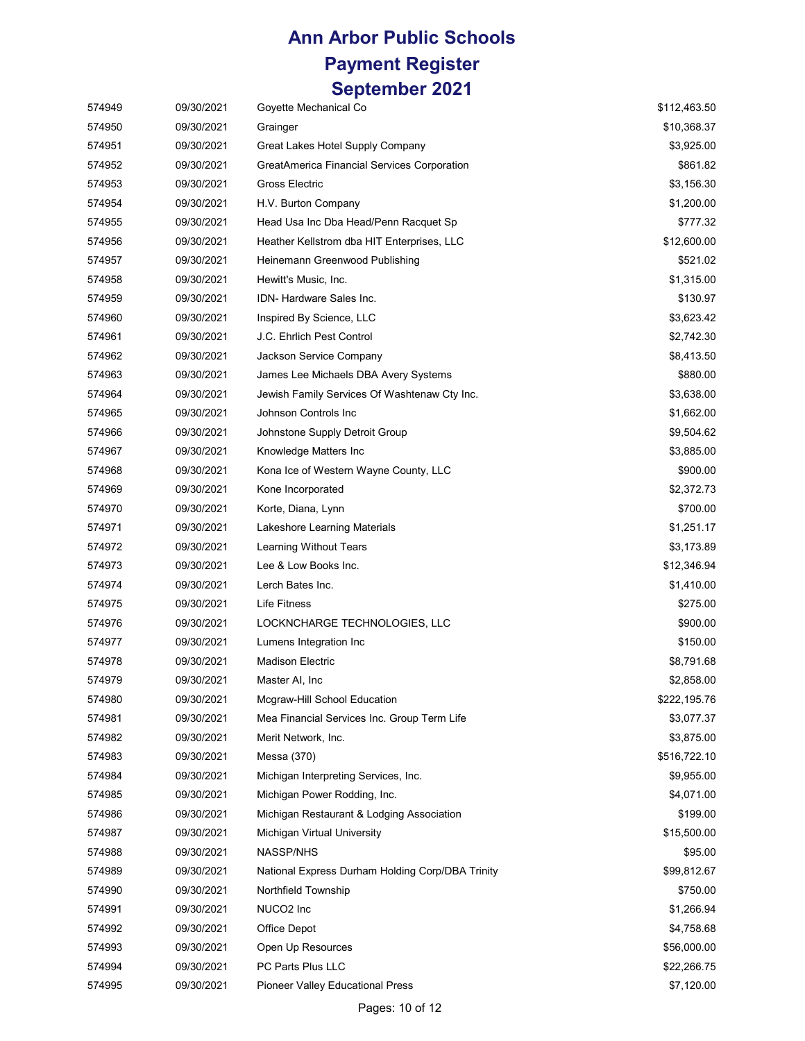# Ann Arbor Public Schools
## Payment Register
## September 2021

| | | | |
|---|---|---|---|
| 574949 | 09/30/2021 | Goyette Mechanical Co | $112,463.50 |
| 574950 | 09/30/2021 | Grainger | $10,368.37 |
| 574951 | 09/30/2021 | Great Lakes Hotel Supply Company | $3,925.00 |
| 574952 | 09/30/2021 | GreatAmerica Financial Services Corporation | $861.82 |
| 574953 | 09/30/2021 | Gross Electric | $3,156.30 |
| 574954 | 09/30/2021 | H.V. Burton Company | $1,200.00 |
| 574955 | 09/30/2021 | Head Usa Inc Dba Head/Penn Racquet Sp | $777.32 |
| 574956 | 09/30/2021 | Heather Kellstrom dba HIT Enterprises, LLC | $12,600.00 |
| 574957 | 09/30/2021 | Heinemann Greenwood Publishing | $521.02 |
| 574958 | 09/30/2021 | Hewitt's Music, Inc. | $1,315.00 |
| 574959 | 09/30/2021 | IDN- Hardware Sales Inc. | $130.97 |
| 574960 | 09/30/2021 | Inspired By Science, LLC | $3,623.42 |
| 574961 | 09/30/2021 | J.C. Ehrlich Pest Control | $2,742.30 |
| 574962 | 09/30/2021 | Jackson Service Company | $8,413.50 |
| 574963 | 09/30/2021 | James Lee Michaels DBA Avery Systems | $880.00 |
| 574964 | 09/30/2021 | Jewish Family Services Of Washtenaw Cty Inc. | $3,638.00 |
| 574965 | 09/30/2021 | Johnson Controls Inc | $1,662.00 |
| 574966 | 09/30/2021 | Johnstone Supply Detroit Group | $9,504.62 |
| 574967 | 09/30/2021 | Knowledge Matters Inc | $3,885.00 |
| 574968 | 09/30/2021 | Kona Ice of Western Wayne County, LLC | $900.00 |
| 574969 | 09/30/2021 | Kone Incorporated | $2,372.73 |
| 574970 | 09/30/2021 | Korte, Diana, Lynn | $700.00 |
| 574971 | 09/30/2021 | Lakeshore Learning Materials | $1,251.17 |
| 574972 | 09/30/2021 | Learning Without Tears | $3,173.89 |
| 574973 | 09/30/2021 | Lee & Low Books Inc. | $12,346.94 |
| 574974 | 09/30/2021 | Lerch Bates Inc. | $1,410.00 |
| 574975 | 09/30/2021 | Life Fitness | $275.00 |
| 574976 | 09/30/2021 | LOCKNCHARGE TECHNOLOGIES, LLC | $900.00 |
| 574977 | 09/30/2021 | Lumens Integration Inc | $150.00 |
| 574978 | 09/30/2021 | Madison Electric | $8,791.68 |
| 574979 | 09/30/2021 | Master AI, Inc | $2,858.00 |
| 574980 | 09/30/2021 | Mcgraw-Hill School Education | $222,195.76 |
| 574981 | 09/30/2021 | Mea Financial Services Inc. Group Term Life | $3,077.37 |
| 574982 | 09/30/2021 | Merit Network, Inc. | $3,875.00 |
| 574983 | 09/30/2021 | Messa (370) | $516,722.10 |
| 574984 | 09/30/2021 | Michigan Interpreting Services, Inc. | $9,955.00 |
| 574985 | 09/30/2021 | Michigan Power Rodding, Inc. | $4,071.00 |
| 574986 | 09/30/2021 | Michigan Restaurant & Lodging Association | $199.00 |
| 574987 | 09/30/2021 | Michigan Virtual University | $15,500.00 |
| 574988 | 09/30/2021 | NASSP/NHS | $95.00 |
| 574989 | 09/30/2021 | National Express Durham Holding Corp/DBA Trinity | $99,812.67 |
| 574990 | 09/30/2021 | Northfield Township | $750.00 |
| 574991 | 09/30/2021 | NUCO2 Inc | $1,266.94 |
| 574992 | 09/30/2021 | Office Depot | $4,758.68 |
| 574993 | 09/30/2021 | Open Up Resources | $56,000.00 |
| 574994 | 09/30/2021 | PC Parts Plus LLC | $22,266.75 |
| 574995 | 09/30/2021 | Pioneer Valley Educational Press | $7,120.00 |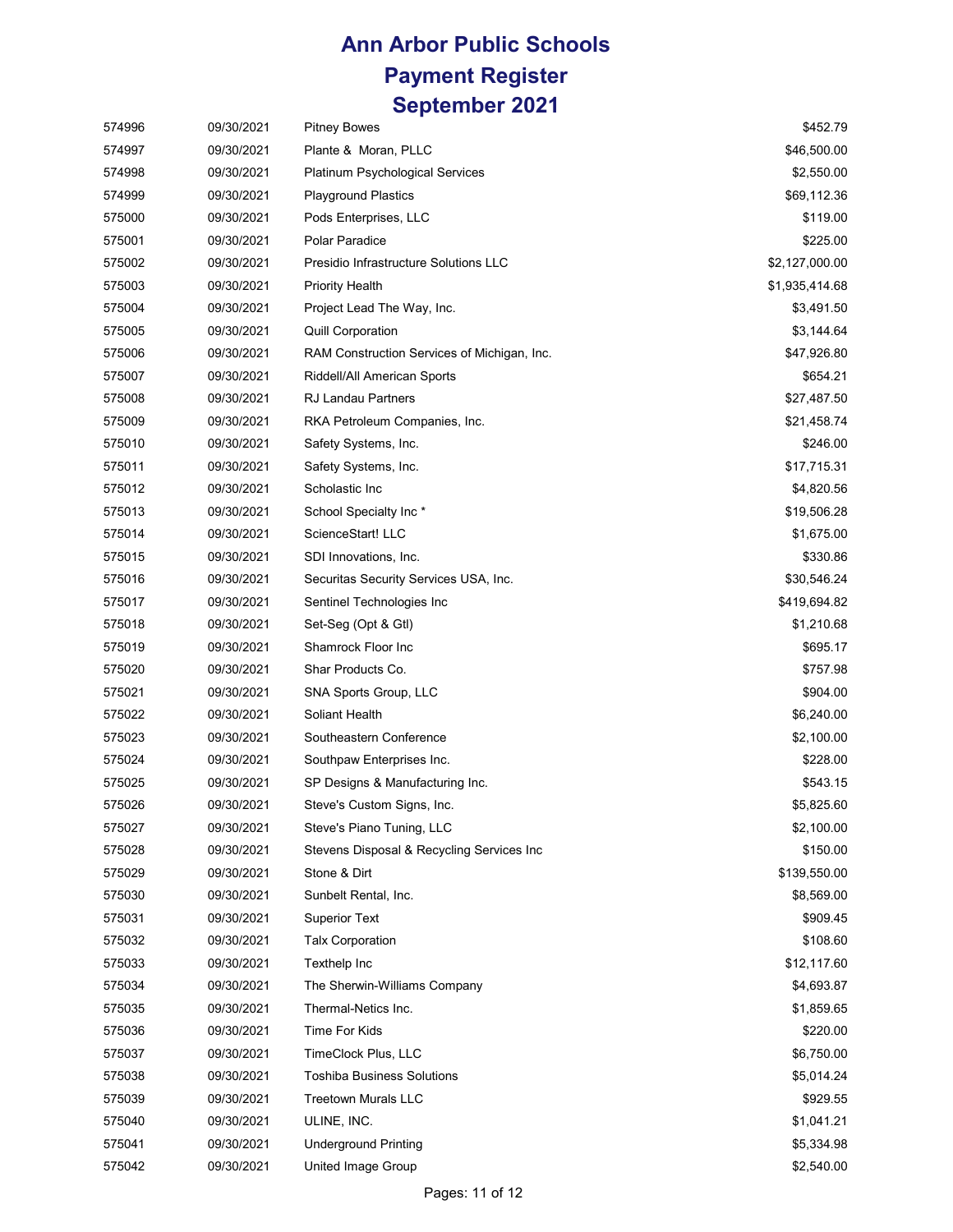# Ann Arbor Public Schools
## Payment Register
## September 2021

| | | | |
|---|---|---|---|
| 574996 | 09/30/2021 | Pitney Bowes | $452.79 |
| 574997 | 09/30/2021 | Plante & Moran, PLLC | $46,500.00 |
| 574998 | 09/30/2021 | Platinum Psychological Services | $2,550.00 |
| 574999 | 09/30/2021 | Playground Plastics | $69,112.36 |
| 575000 | 09/30/2021 | Pods Enterprises, LLC | $119.00 |
| 575001 | 09/30/2021 | Polar Paradice | $225.00 |
| 575002 | 09/30/2021 | Presidio Infrastructure Solutions LLC | $2,127,000.00 |
| 575003 | 09/30/2021 | Priority Health | $1,935,414.68 |
| 575004 | 09/30/2021 | Project Lead The Way, Inc. | $3,491.50 |
| 575005 | 09/30/2021 | Quill Corporation | $3,144.64 |
| 575006 | 09/30/2021 | RAM Construction Services of Michigan, Inc. | $47,926.80 |
| 575007 | 09/30/2021 | Riddell/All American Sports | $654.21 |
| 575008 | 09/30/2021 | RJ Landau Partners | $27,487.50 |
| 575009 | 09/30/2021 | RKA Petroleum Companies, Inc. | $21,458.74 |
| 575010 | 09/30/2021 | Safety Systems, Inc. | $246.00 |
| 575011 | 09/30/2021 | Safety Systems, Inc. | $17,715.31 |
| 575012 | 09/30/2021 | Scholastic Inc | $4,820.56 |
| 575013 | 09/30/2021 | School Specialty Inc * | $19,506.28 |
| 575014 | 09/30/2021 | ScienceStart! LLC | $1,675.00 |
| 575015 | 09/30/2021 | SDI Innovations, Inc. | $330.86 |
| 575016 | 09/30/2021 | Securitas Security Services USA, Inc. | $30,546.24 |
| 575017 | 09/30/2021 | Sentinel Technologies Inc | $419,694.82 |
| 575018 | 09/30/2021 | Set-Seg (Opt & Gtl) | $1,210.68 |
| 575019 | 09/30/2021 | Shamrock Floor Inc | $695.17 |
| 575020 | 09/30/2021 | Shar Products Co. | $757.98 |
| 575021 | 09/30/2021 | SNA Sports Group, LLC | $904.00 |
| 575022 | 09/30/2021 | Soliant Health | $6,240.00 |
| 575023 | 09/30/2021 | Southeastern Conference | $2,100.00 |
| 575024 | 09/30/2021 | Southpaw Enterprises Inc. | $228.00 |
| 575025 | 09/30/2021 | SP Designs & Manufacturing Inc. | $543.15 |
| 575026 | 09/30/2021 | Steve's Custom Signs, Inc. | $5,825.60 |
| 575027 | 09/30/2021 | Steve's Piano Tuning, LLC | $2,100.00 |
| 575028 | 09/30/2021 | Stevens Disposal & Recycling Services Inc | $150.00 |
| 575029 | 09/30/2021 | Stone & Dirt | $139,550.00 |
| 575030 | 09/30/2021 | Sunbelt Rental, Inc. | $8,569.00 |
| 575031 | 09/30/2021 | Superior Text | $909.45 |
| 575032 | 09/30/2021 | Talx Corporation | $108.60 |
| 575033 | 09/30/2021 | Texthelp Inc | $12,117.60 |
| 575034 | 09/30/2021 | The Sherwin-Williams Company | $4,693.87 |
| 575035 | 09/30/2021 | Thermal-Netics Inc. | $1,859.65 |
| 575036 | 09/30/2021 | Time For Kids | $220.00 |
| 575037 | 09/30/2021 | TimeClock Plus, LLC | $6,750.00 |
| 575038 | 09/30/2021 | Toshiba Business Solutions | $5,014.24 |
| 575039 | 09/30/2021 | Treetown Murals LLC | $929.55 |
| 575040 | 09/30/2021 | ULINE, INC. | $1,041.21 |
| 575041 | 09/30/2021 | Underground Printing | $5,334.98 |
| 575042 | 09/30/2021 | United Image Group | $2,540.00 |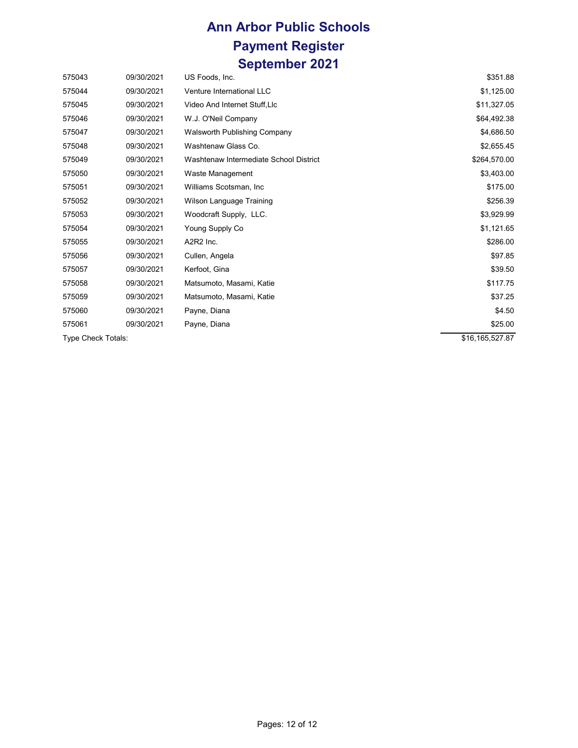# Ann Arbor Public Schools
## Payment Register
## September 2021

| | | | |
|---|---|---|---|
| 575043 | 09/30/2021 | US Foods, Inc. | $351.88 |
| 575044 | 09/30/2021 | Venture International LLC | $1,125.00 |
| 575045 | 09/30/2021 | Video And Internet Stuff,Llc | $11,327.05 |
| 575046 | 09/30/2021 | W.J. O'Neil Company | $64,492.38 |
| 575047 | 09/30/2021 | Walsworth Publishing Company | $4,686.50 |
| 575048 | 09/30/2021 | Washtenaw Glass Co. | $2,655.45 |
| 575049 | 09/30/2021 | Washtenaw Intermediate School District | $264,570.00 |
| 575050 | 09/30/2021 | Waste Management | $3,403.00 |
| 575051 | 09/30/2021 | Williams Scotsman, Inc | $175.00 |
| 575052 | 09/30/2021 | Wilson Language Training | $256.39 |
| 575053 | 09/30/2021 | Woodcraft Supply, LLC. | $3,929.99 |
| 575054 | 09/30/2021 | Young Supply Co | $1,121.65 |
| 575055 | 09/30/2021 | A2R2 Inc. | $286.00 |
| 575056 | 09/30/2021 | Cullen, Angela | $97.85 |
| 575057 | 09/30/2021 | Kerfoot, Gina | $39.50 |
| 575058 | 09/30/2021 | Matsumoto, Masami, Katie | $117.75 |
| 575059 | 09/30/2021 | Matsumoto, Masami, Katie | $37.25 |
| 575060 | 09/30/2021 | Payne, Diana | $4.50 |
| 575061 | 09/30/2021 | Payne, Diana | $25.00 |
| Type Check Totals: | | | $16,165,527.87 |